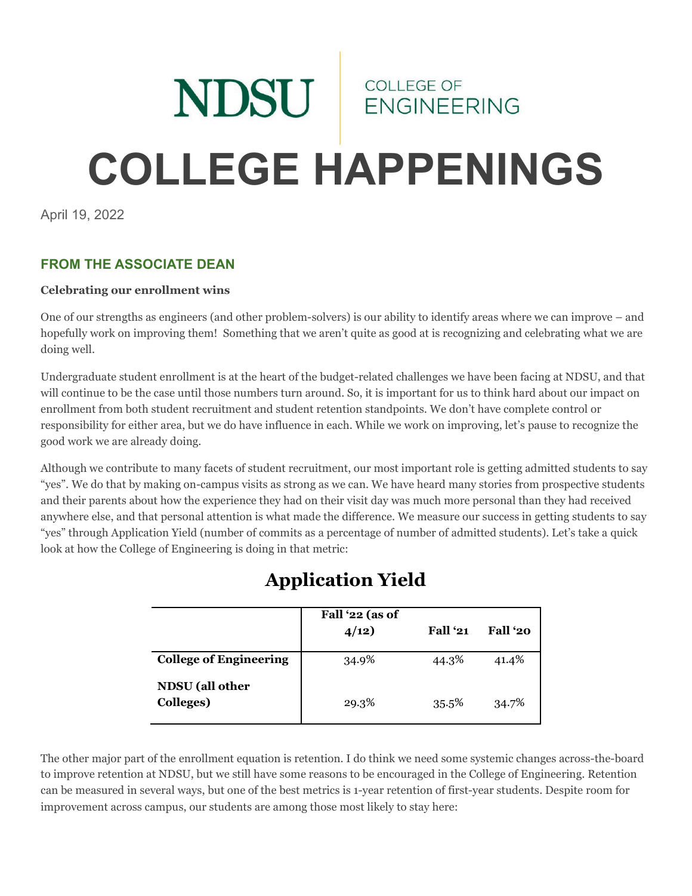NDSU | COLLEGE OF ENGINEERING

# COLLEGE HAPPENINGS

April 19, 2022

## FROM THE ASSOCIATE DEAN

**Celebrating our enrollment wins**

One of our strengths as engineers (and other problem-solvers) is our ability to identify areas where we can improve – and hopefully work on improving them! Something that we aren't quite as good at is recognizing and celebrating what we are doing well.

Undergraduate student enrollment is at the heart of the budget-related challenges we have been facing at NDSU, and that will continue to be the case until those numbers turn around. So, it is important for us to think hard about our impact on enrollment from both student recruitment and student retention standpoints. We don't have complete control or responsibility for either area, but we do have influence in each. While we work on improving, let's pause to recognize the good work we are already doing.

Although we contribute to many facets of student recruitment, our most important role is getting admitted students to say "yes". We do that by making on-campus visits as strong as we can. We have heard many stories from prospective students and their parents about how the experience they had on their visit day was much more personal than they had received anywhere else, and that personal attention is what made the difference. We measure our success in getting students to say "yes" through Application Yield (number of commits as a percentage of number of admitted students). Let's take a quick look at how the College of Engineering is doing in that metric:

### Application Yield

| | Fall '22 (as of 4/12) | Fall '21 | Fall '20 |
|---|---|---|---|
| **College of Engineering** | 34.9% | 44.3% | 41.4% |
| **NDSU (all other Colleges)** | 29.3% | 35.5% | 34.7% |

The other major part of the enrollment equation is retention. I do think we need some systemic changes across-the-board to improve retention at NDSU, but we still have some reasons to be encouraged in the College of Engineering. Retention can be measured in several ways, but one of the best metrics is 1-year retention of first-year students. Despite room for improvement across campus, our students are among those most likely to stay here: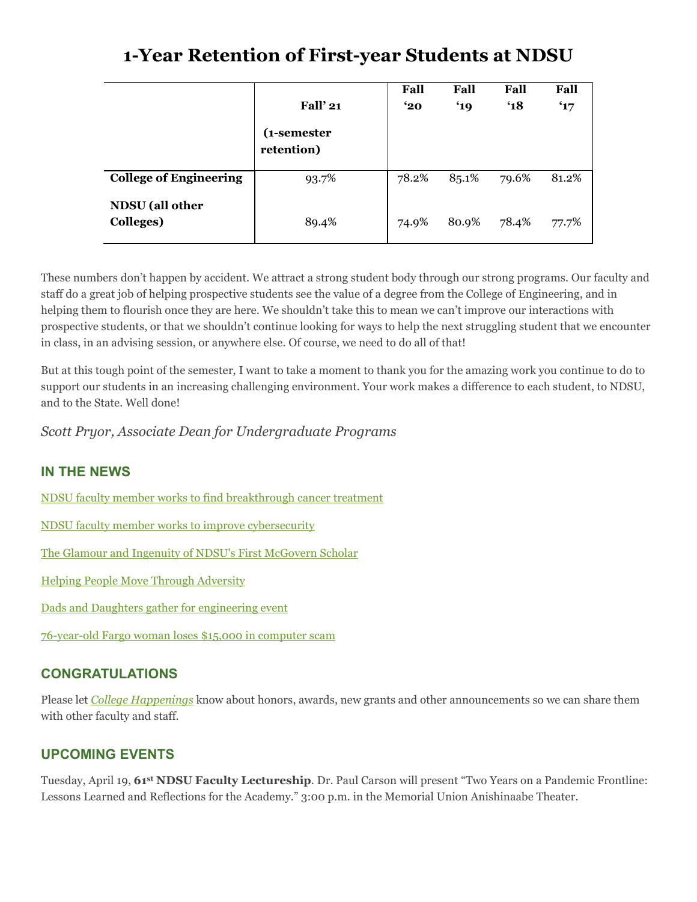# 1-Year Retention of First-year Students at NDSU

| | Fall' 21 (1-semester retention) | Fall '20 | Fall '19 | Fall '18 | Fall '17 |
|---|---|---|---|---|---|
| **College of Engineering** | 93.7% | 78.2% | 85.1% | 79.6% | 81.2% |
| **NDSU (all other Colleges)** | 89.4% | 74.9% | 80.9% | 78.4% | 77.7% |

These numbers don't happen by accident. We attract a strong student body through our strong programs. Our faculty and staff do a great job of helping prospective students see the value of a degree from the College of Engineering, and in helping them to flourish once they are here. We shouldn't take this to mean we can't improve our interactions with prospective students, or that we shouldn't continue looking for ways to help the next struggling student that we encounter in class, in an advising session, or anywhere else. Of course, we need to do all of that!

But at this tough point of the semester, I want to take a moment to thank you for the amazing work you continue to do to support our students in an increasing challenging environment. Your work makes a difference to each student, to NDSU, and to the State. Well done!

*Scott Pryor, Associate Dean for Undergraduate Programs*

## IN THE NEWS

NDSU faculty member works to find breakthrough cancer treatment

NDSU faculty member works to improve cybersecurity

The Glamour and Ingenuity of NDSU's First McGovern Scholar

Helping People Move Through Adversity

Dads and Daughters gather for engineering event

76-year-old Fargo woman loses $15,000 in computer scam

## CONGRATULATIONS

Please let *College Happenings* know about honors, awards, new grants and other announcements so we can share them with other faculty and staff.

## UPCOMING EVENTS

Tuesday, April 19, **61st NDSU Faculty Lectureship**. Dr. Paul Carson will present "Two Years on a Pandemic Frontline: Lessons Learned and Reflections for the Academy." 3:00 p.m. in the Memorial Union Anishinaabe Theater.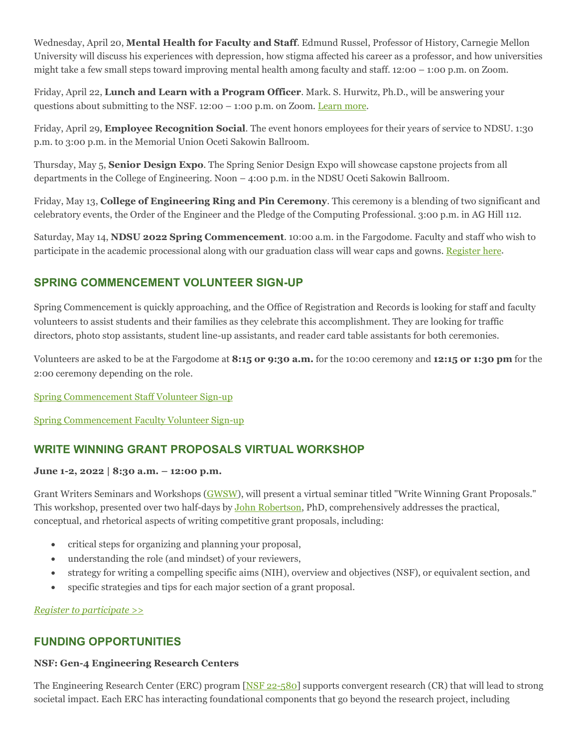Wednesday, April 20, **Mental Health for Faculty and Staff**. Edmund Russel, Professor of History, Carnegie Mellon University will discuss his experiences with depression, how stigma affected his career as a professor, and how universities might take a few small steps toward improving mental health among faculty and staff. 12:00 – 1:00 p.m. on Zoom.

Friday, April 22, **Lunch and Learn with a Program Officer**. Mark. S. Hurwitz, Ph.D., will be answering your questions about submitting to the NSF. 12:00 – 1:00 p.m. on Zoom. [Learn more](#).

Friday, April 29, **Employee Recognition Social**. The event honors employees for their years of service to NDSU. 1:30 p.m. to 3:00 p.m. in the Memorial Union Oceti Sakowin Ballroom.

Thursday, May 5, **Senior Design Expo**. The Spring Senior Design Expo will showcase capstone projects from all departments in the College of Engineering. Noon – 4:00 p.m. in the NDSU Oceti Sakowin Ballroom.

Friday, May 13, **College of Engineering Ring and Pin Ceremony**. This ceremony is a blending of two significant and celebratory events, the Order of the Engineer and the Pledge of the Computing Professional. 3:00 p.m. in AG Hill 112.

Saturday, May 14, **NDSU 2022 Spring Commencement**. 10:00 a.m. in the Fargodome. Faculty and staff who wish to participate in the academic processional along with our graduation class will wear caps and gowns. [Register here](#).

## SPRING COMMENCEMENT VOLUNTEER SIGN-UP

Spring Commencement is quickly approaching, and the Office of Registration and Records is looking for staff and faculty volunteers to assist students and their families as they celebrate this accomplishment. They are looking for traffic directors, photo stop assistants, student line-up assistants, and reader card table assistants for both ceremonies.

Volunteers are asked to be at the Fargodome at **8:15 or 9:30 a.m.** for the 10:00 ceremony and **12:15 or 1:30 pm** for the 2:00 ceremony depending on the role.

[Spring Commencement Staff Volunteer Sign-up](#)

[Spring Commencement Faculty Volunteer Sign-up](#)

## WRITE WINNING GRANT PROPOSALS VIRTUAL WORKSHOP

**June 1-2, 2022 | 8:30 a.m. – 12:00 p.m.**

Grant Writers Seminars and Workshops ([GWSW](#)), will present a virtual seminar titled "Write Winning Grant Proposals." This workshop, presented over two half-days by [John Robertson](#), PhD, comprehensively addresses the practical, conceptual, and rhetorical aspects of writing competitive grant proposals, including:

- critical steps for organizing and planning your proposal,
- understanding the role (and mindset) of your reviewers,
- strategy for writing a compelling specific aims (NIH), overview and objectives (NSF), or equivalent section, and
- specific strategies and tips for each major section of a grant proposal.

*[Register to participate >>](#)*

## FUNDING OPPORTUNITIES

**NSF: Gen-4 Engineering Research Centers**

The Engineering Research Center (ERC) program [[NSF 22-580](#)] supports convergent research (CR) that will lead to strong societal impact. Each ERC has interacting foundational components that go beyond the research project, including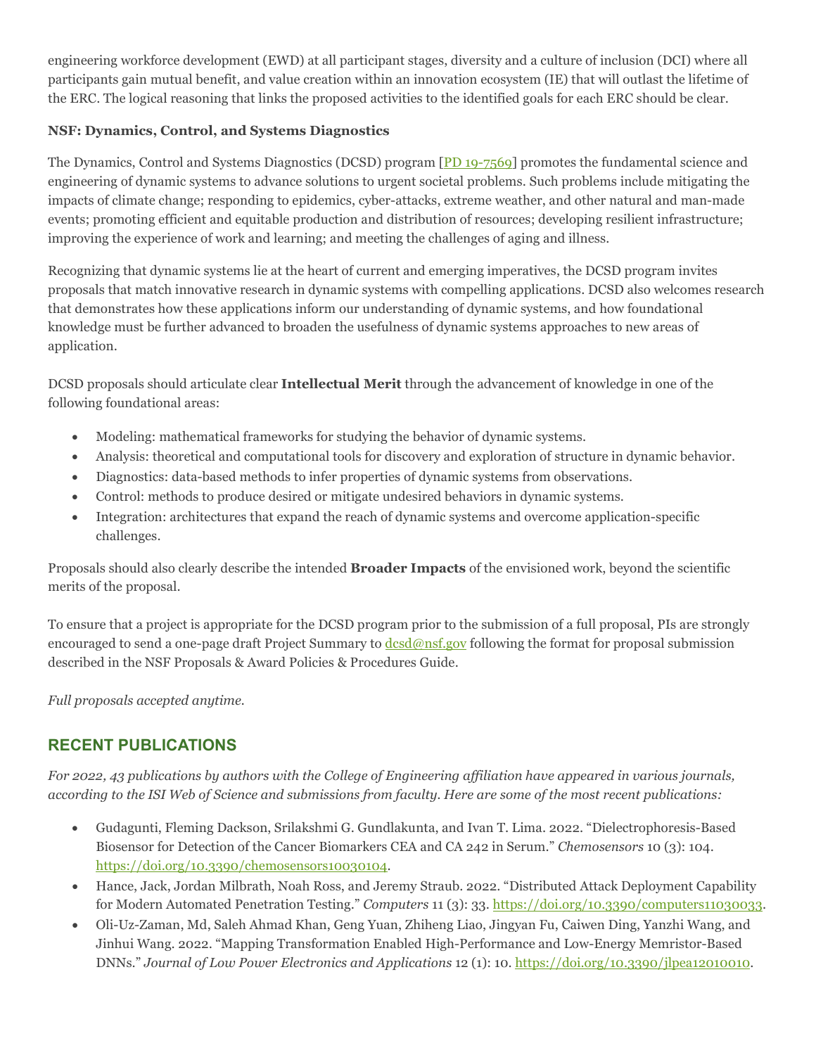engineering workforce development (EWD) at all participant stages, diversity and a culture of inclusion (DCI) where all participants gain mutual benefit, and value creation within an innovation ecosystem (IE) that will outlast the lifetime of the ERC. The logical reasoning that links the proposed activities to the identified goals for each ERC should be clear.

**NSF: Dynamics, Control, and Systems Diagnostics**

The Dynamics, Control and Systems Diagnostics (DCSD) program [PD 19-7569] promotes the fundamental science and engineering of dynamic systems to advance solutions to urgent societal problems. Such problems include mitigating the impacts of climate change; responding to epidemics, cyber-attacks, extreme weather, and other natural and man-made events; promoting efficient and equitable production and distribution of resources; developing resilient infrastructure; improving the experience of work and learning; and meeting the challenges of aging and illness.

Recognizing that dynamic systems lie at the heart of current and emerging imperatives, the DCSD program invites proposals that match innovative research in dynamic systems with compelling applications. DCSD also welcomes research that demonstrates how these applications inform our understanding of dynamic systems, and how foundational knowledge must be further advanced to broaden the usefulness of dynamic systems approaches to new areas of application.

DCSD proposals should articulate clear **Intellectual Merit** through the advancement of knowledge in one of the following foundational areas:

- Modeling: mathematical frameworks for studying the behavior of dynamic systems.
- Analysis: theoretical and computational tools for discovery and exploration of structure in dynamic behavior.
- Diagnostics: data-based methods to infer properties of dynamic systems from observations.
- Control: methods to produce desired or mitigate undesired behaviors in dynamic systems.
- Integration: architectures that expand the reach of dynamic systems and overcome application-specific challenges.

Proposals should also clearly describe the intended **Broader Impacts** of the envisioned work, beyond the scientific merits of the proposal.

To ensure that a project is appropriate for the DCSD program prior to the submission of a full proposal, PIs are strongly encouraged to send a one-page draft Project Summary to dcsd@nsf.gov following the format for proposal submission described in the NSF Proposals & Award Policies & Procedures Guide.

*Full proposals accepted anytime.*

## RECENT PUBLICATIONS

*For 2022, 43 publications by authors with the College of Engineering affiliation have appeared in various journals, according to the ISI Web of Science and submissions from faculty. Here are some of the most recent publications:*

- Gudagunti, Fleming Dackson, Srilakshmi G. Gundlakunta, and Ivan T. Lima. 2022. "Dielectrophoresis-Based Biosensor for Detection of the Cancer Biomarkers CEA and CA 242 in Serum." *Chemosensors* 10 (3): 104. https://doi.org/10.3390/chemosensors10030104.
- Hance, Jack, Jordan Milbrath, Noah Ross, and Jeremy Straub. 2022. "Distributed Attack Deployment Capability for Modern Automated Penetration Testing." *Computers* 11 (3): 33. https://doi.org/10.3390/computers11030033.
- Oli-Uz-Zaman, Md, Saleh Ahmad Khan, Geng Yuan, Zhiheng Liao, Jingyan Fu, Caiwen Ding, Yanzhi Wang, and Jinhui Wang. 2022. "Mapping Transformation Enabled High-Performance and Low-Energy Memristor-Based DNNs." *Journal of Low Power Electronics and Applications* 12 (1): 10. https://doi.org/10.3390/jlpea12010010.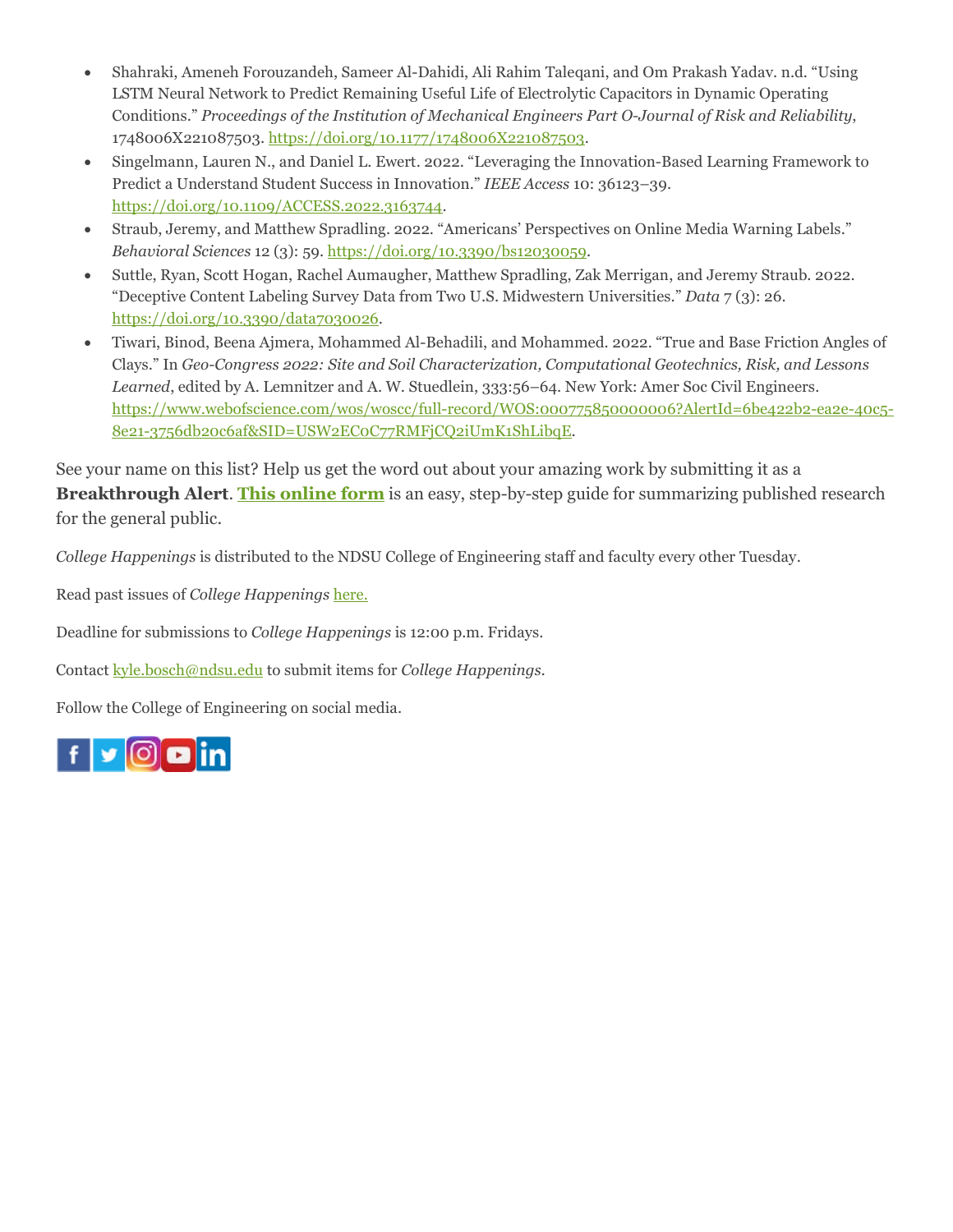- Shahraki, Ameneh Forouzandeh, Sameer Al-Dahidi, Ali Rahim Taleqani, and Om Prakash Yadav. n.d. "Using LSTM Neural Network to Predict Remaining Useful Life of Electrolytic Capacitors in Dynamic Operating Conditions." *Proceedings of the Institution of Mechanical Engineers Part O-Journal of Risk and Reliability*, 1748006X221087503. [https://doi.org/10.1177/1748006X221087503](https://doi.org/10.1177/1748006X221087503).
- Singelmann, Lauren N., and Daniel L. Ewert. 2022. "Leveraging the Innovation-Based Learning Framework to Predict a Understand Student Success in Innovation." *IEEE Access* 10: 36123–39. [https://doi.org/10.1109/ACCESS.2022.3163744](https://doi.org/10.1109/ACCESS.2022.3163744).
- Straub, Jeremy, and Matthew Spradling. 2022. "Americans' Perspectives on Online Media Warning Labels." *Behavioral Sciences* 12 (3): 59. [https://doi.org/10.3390/bs12030059](https://doi.org/10.3390/bs12030059).
- Suttle, Ryan, Scott Hogan, Rachel Aumaugher, Matthew Spradling, Zak Merrigan, and Jeremy Straub. 2022. "Deceptive Content Labeling Survey Data from Two U.S. Midwestern Universities." *Data* 7 (3): 26. [https://doi.org/10.3390/data7030026](https://doi.org/10.3390/data7030026).
- Tiwari, Binod, Beena Ajmera, Mohammed Al-Behadili, and Mohammed. 2022. "True and Base Friction Angles of Clays." In *Geo-Congress 2022: Site and Soil Characterization, Computational Geotechnics, Risk, and Lessons Learned*, edited by A. Lemnitzer and A. W. Stuedlein, 333:56–64. New York: Amer Soc Civil Engineers. [https://www.webofscience.com/wos/woscc/full-record/WOS:000775850000006?AlertId=6be422b2-ea2e-40c5-8e21-3756db20c6af&SID=USW2EC0C77RMFjCQ2iUmK1ShLibqE](https://www.webofscience.com/wos/woscc/full-record/WOS:000775850000006?AlertId=6be422b2-ea2e-40c5-8e21-3756db20c6af&SID=USW2EC0C77RMFjCQ2iUmK1ShLibqE).

See your name on this list? Help us get the word out about your amazing work by submitting it as a **Breakthrough Alert**. **This online form** is an easy, step-by-step guide for summarizing published research for the general public.

*College Happenings* is distributed to the NDSU College of Engineering staff and faculty every other Tuesday.

Read past issues of *College Happenings* here.

Deadline for submissions to *College Happenings* is 12:00 p.m. Fridays.

Contact kyle.bosch@ndsu.edu to submit items for *College Happenings*.

Follow the College of Engineering on social media.